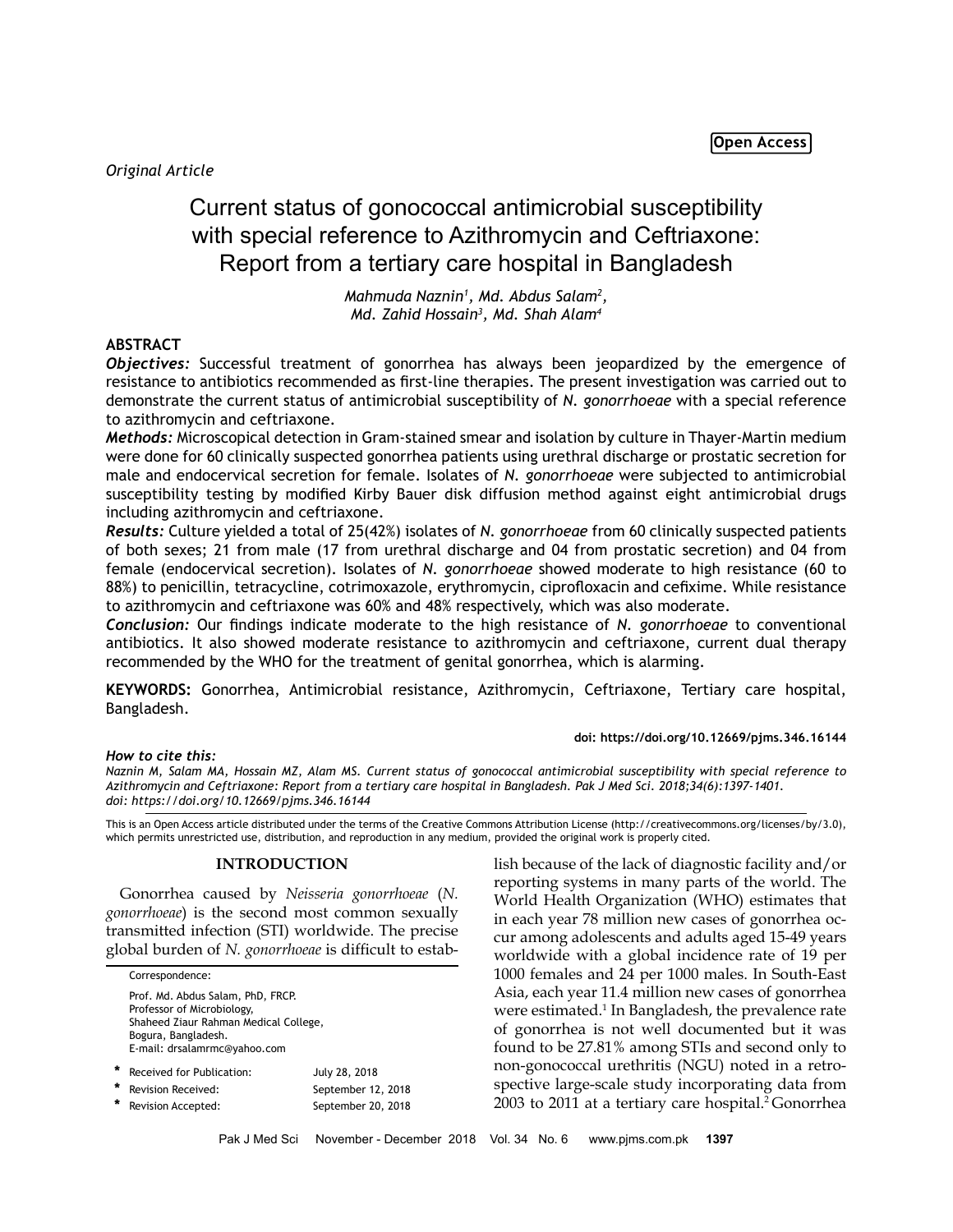Open Access

*Original Article*

# Current status of gonococcal antimicrobial susceptibility with special reference to Azithromycin and Ceftriaxone: Report from a tertiary care hospital in Bangladesh

*Mahmuda Naznin[1], Md. Abdus Salam[2], Md. Zahid Hossain[3], Md. Shah Alam[4]*

## ABSTRACT

***Objectives:*** Successful treatment of gonorrhea has always been jeopardized by the emergence of resistance to antibiotics recommended as first-line therapies. The present investigation was carried out to demonstrate the current status of antimicrobial susceptibility of *N. gonorrhoeae* with a special reference to azithromycin and ceftriaxone.

***Methods:*** Microscopical detection in Gram-stained smear and isolation by culture in Thayer-Martin medium were done for 60 clinically suspected gonorrhea patients using urethral discharge or prostatic secretion for male and endocervical secretion for female. Isolates of *N. gonorrhoeae* were subjected to antimicrobial susceptibility testing by modified Kirby Bauer disk diffusion method against eight antimicrobial drugs including azithromycin and ceftriaxone.

***Results:*** Culture yielded a total of 25(42%) isolates of *N. gonorrhoeae* from 60 clinically suspected patients of both sexes; 21 from male (17 from urethral discharge and 04 from prostatic secretion) and 04 from female (endocervical secretion). Isolates of *N. gonorrhoeae* showed moderate to high resistance (60 to 88%) to penicillin, tetracycline, cotrimoxazole, erythromycin, ciprofloxacin and cefixime. While resistance to azithromycin and ceftriaxone was 60% and 48% respectively, which was also moderate.

***Conclusion:*** Our findings indicate moderate to the high resistance of *N. gonorrhoeae* to conventional antibiotics. It also showed moderate resistance to azithromycin and ceftriaxone, current dual therapy recommended by the WHO for the treatment of genital gonorrhea, which is alarming.

**KEYWORDS:** Gonorrhea, Antimicrobial resistance, Azithromycin, Ceftriaxone, Tertiary care hospital, Bangladesh.

**doi: https://doi.org/10.12669/pjms.346.16144**

***How to cite this:***
*Naznin M, Salam MA, Hossain MZ, Alam MS. Current status of gonococcal antimicrobial susceptibility with special reference to Azithromycin and Ceftriaxone: Report from a tertiary care hospital in Bangladesh. Pak J Med Sci. 2018;34(6):1397-1401. doi: https://doi.org/10.12669/pjms.346.16144*

This is an Open Access article distributed under the terms of the Creative Commons Attribution License (http://creativecommons.org/licenses/by/3.0), which permits unrestricted use, distribution, and reproduction in any medium, provided the original work is properly cited.

## INTRODUCTION

Gonorrhea caused by *Neisseria gonorrhoeae* (*N. gonorrhoeae*) is the second most common sexually transmitted infection (STI) worldwide. The precise global burden of *N. gonorrhoeae* is difficult to establish because of the lack of diagnostic facility and/or reporting systems in many parts of the world. The World Health Organization (WHO) estimates that in each year 78 million new cases of gonorrhea occur among adolescents and adults aged 15-49 years worldwide with a global incidence rate of 19 per 1000 females and 24 per 1000 males. In South-East Asia, each year 11.4 million new cases of gonorrhea were estimated.[1] In Bangladesh, the prevalence rate of gonorrhea is not well documented but it was found to be 27.81% among STIs and second only to non-gonococcal urethritis (NGU) noted in a retrospective large-scale study incorporating data from 2003 to 2011 at a tertiary care hospital.[2] Gonorrhea

Correspondence:

Prof. Md. Abdus Salam, PhD, FRCP.
Professor of Microbiology,
Shaheed Ziaur Rahman Medical College,
Bogura, Bangladesh.
E-mail: drsalamrmc@yahoo.com

| | | |
|---|---|---|
| * | Received for Publication: | July 28, 2018 |
| * | Revision Received: | September 12, 2018 |
| * | Revision Accepted: | September 20, 2018 |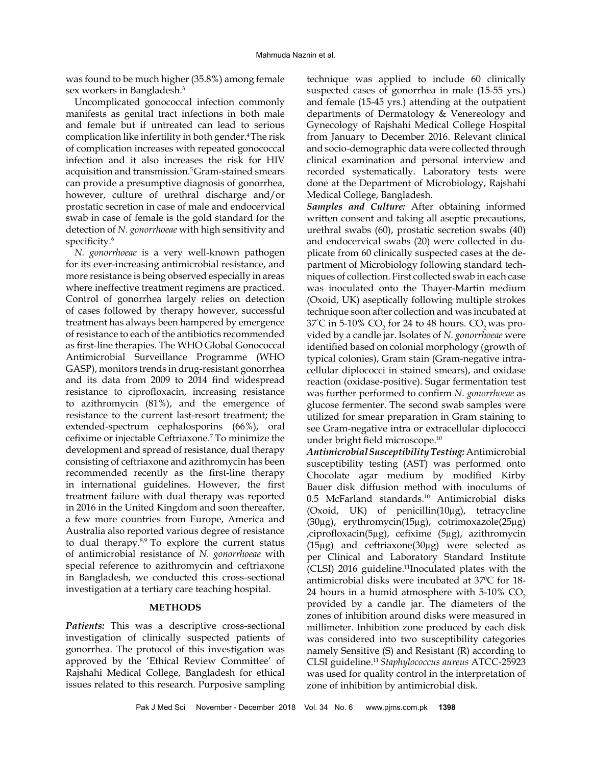was found to be much higher (35.8%) among female sex workers in Bangladesh.[3]

Uncomplicated gonococcal infection commonly manifests as genital tract infections in both male and female but if untreated can lead to serious complication like infertility in both gender.[4] The risk of complication increases with repeated gonococcal infection and it also increases the risk for HIV acquisition and transmission.[5] Gram-stained smears can provide a presumptive diagnosis of gonorrhea, however, culture of urethral discharge and/or prostatic secretion in case of male and endocervical swab in case of female is the gold standard for the detection of *N. gonorrhoeae* with high sensitivity and specificity.[6]

*N. gonorrhoeae* is a very well-known pathogen for its ever-increasing antimicrobial resistance, and more resistance is being observed especially in areas where ineffective treatment regimens are practiced. Control of gonorrhea largely relies on detection of cases followed by therapy however, successful treatment has always been hampered by emergence of resistance to each of the antibiotics recommended as first-line therapies. The WHO Global Gonococcal Antimicrobial Surveillance Programme (WHO GASP), monitors trends in drug-resistant gonorrhea and its data from 2009 to 2014 find widespread resistance to ciprofloxacin, increasing resistance to azithromycin (81%), and the emergence of resistance to the current last-resort treatment; the extended-spectrum cephalosporins (66%), oral cefixime or injectable Ceftriaxone.[7] To minimize the development and spread of resistance, dual therapy consisting of ceftriaxone and azithromycin has been recommended recently as the first-line therapy in international guidelines. However, the first treatment failure with dual therapy was reported in 2016 in the United Kingdom and soon thereafter, a few more countries from Europe, America and Australia also reported various degree of resistance to dual therapy.[8,9] To explore the current status of antimicrobial resistance of *N. gonorrhoeae* with special reference to azithromycin and ceftriaxone in Bangladesh, we conducted this cross-sectional investigation at a tertiary care teaching hospital.

## METHODS

***Patients:*** This was a descriptive cross-sectional investigation of clinically suspected patients of gonorrhea. The protocol of this investigation was approved by the 'Ethical Review Committee' of Rajshahi Medical College, Bangladesh for ethical issues related to this research. Purposive sampling technique was applied to include 60 clinically suspected cases of gonorrhea in male (15-55 yrs.) and female (15-45 yrs.) attending at the outpatient departments of Dermatology & Venereology and Gynecology of Rajshahi Medical College Hospital from January to December 2016. Relevant clinical and socio-demographic data were collected through clinical examination and personal interview and recorded systematically. Laboratory tests were done at the Department of Microbiology, Rajshahi Medical College, Bangladesh.

***Samples and Culture:*** After obtaining informed written consent and taking all aseptic precautions, urethral swabs (60), prostatic secretion swabs (40) and endocervical swabs (20) were collected in duplicate from 60 clinically suspected cases at the department of Microbiology following standard techniques of collection. First collected swab in each case was inoculated onto the Thayer-Martin medium (Oxoid, UK) aseptically following multiple strokes technique soon after collection and was incubated at 37°C in 5-10% $CO_2$ for 24 to 48 hours. $CO_2$ was provided by a candle jar. Isolates of *N. gonorrhoeae* were identified based on colonial morphology (growth of typical colonies), Gram stain (Gram-negative intracellular diplococci in stained smears), and oxidase reaction (oxidase-positive). Sugar fermentation test was further performed to confirm *N. gonorrhoeae* as glucose fermenter. The second swab samples were utilized for smear preparation in Gram staining to see Gram-negative intra or extracellular diplococci under bright field microscope.[10]

***Antimicrobial Susceptibility Testing:*** Antimicrobial susceptibility testing (AST) was performed onto Chocolate agar medium by modified Kirby Bauer disk diffusion method with inoculums of 0.5 McFarland standards.[10] Antimicrobial disks (Oxoid, UK) of penicillin(10µg), tetracycline (30µg), erythromycin(15µg), cotrimoxazole(25µg) ,ciprofloxacin(5µg), cefixime (5µg), azithromycin (15µg) and ceftriaxone(30µg) were selected as per Clinical and Laboratory Standard Institute (CLSI) 2016 guideline.[11] Inoculated plates with the antimicrobial disks were incubated at 37°C for 18-24 hours in a humid atmosphere with 5-10% $CO_2$ provided by a candle jar. The diameters of the zones of inhibition around disks were measured in millimeter. Inhibition zone produced by each disk was considered into two susceptibility categories namely Sensitive (S) and Resistant (R) according to CLSI guideline.[11] *Staphylococcus aureus* ATCC-25923 was used for quality control in the interpretation of zone of inhibition by antimicrobial disk.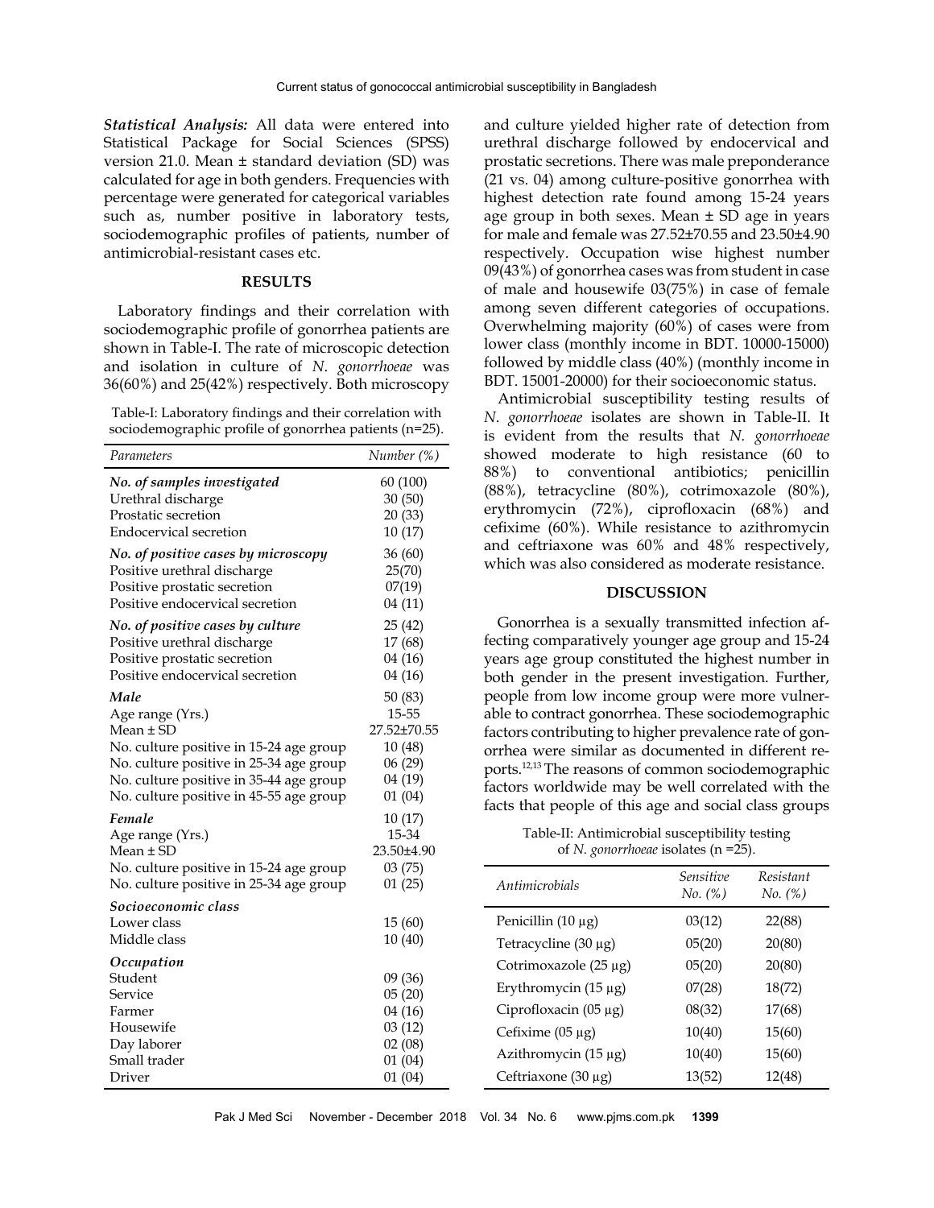***Statistical Analysis:*** All data were entered into Statistical Package for Social Sciences (SPSS) version 21.0. Mean ± standard deviation (SD) was calculated for age in both genders. Frequencies with percentage were generated for categorical variables such as, number positive in laboratory tests, sociodemographic profiles of patients, number of antimicrobial-resistant cases etc.

## RESULTS

Laboratory findings and their correlation with sociodemographic profile of gonorrhea patients are shown in Table-I. The rate of microscopic detection and isolation in culture of *N. gonorrhoeae* was 36(60%) and 25(42%) respectively. Both microscopy and culture yielded higher rate of detection from urethral discharge followed by endocervical and prostatic secretions. There was male preponderance (21 vs. 04) among culture-positive gonorrhea with highest detection rate found among 15-24 years age group in both sexes. Mean ± SD age in years for male and female was 27.52±70.55 and 23.50±4.90 respectively. Occupation wise highest number 09(43%) of gonorrhea cases was from student in case of male and housewife 03(75%) in case of female among seven different categories of occupations. Overwhelming majority (60%) of cases were from lower class (monthly income in BDT. 10000-15000) followed by middle class (40%) (monthly income in BDT. 15001-20000) for their socioeconomic status.

Table-I: Laboratory findings and their correlation with sociodemographic profile of gonorrhea patients (n=25).

| *Parameters* | *Number (%)* |
|---|---|
| ***No. of samples investigated*** | 60 (100) |
| Urethral discharge | 30 (50) |
| Prostatic secretion | 20 (33) |
| Endocervical secretion | 10 (17) |
| ***No. of positive cases by microscopy*** | 36 (60) |
| Positive urethral discharge | 25(70) |
| Positive prostatic secretion | 07(19) |
| Positive endocervical secretion | 04 (11) |
| ***No. of positive cases by culture*** | 25 (42) |
| Positive urethral discharge | 17 (68) |
| Positive prostatic secretion | 04 (16) |
| Positive endocervical secretion | 04 (16) |
| ***Male*** | 50 (83) |
| Age range (Yrs.) | 15-55 |
| Mean ± SD | 27.52±70.55 |
| No. culture positive in 15-24 age group | 10 (48) |
| No. culture positive in 25-34 age group | 06 (29) |
| No. culture positive in 35-44 age group | 04 (19) |
| No. culture positive in 45-55 age group | 01 (04) |
| ***Female*** | 10 (17) |
| Age range (Yrs.) | 15-34 |
| Mean ± SD | 23.50±4.90 |
| No. culture positive in 15-24 age group | 03 (75) |
| No. culture positive in 25-34 age group | 01 (25) |
| ***Socioeconomic class*** | |
| Lower class | 15 (60) |
| Middle class | 10 (40) |
| ***Occupation*** | |
| Student | 09 (36) |
| Service | 05 (20) |
| Farmer | 04 (16) |
| Housewife | 03 (12) |
| Day laborer | 02 (08) |
| Small trader | 01 (04) |
| Driver | 01 (04) |

Antimicrobial susceptibility testing results of *N. gonorrhoeae* isolates are shown in Table-II. It is evident from the results that *N. gonorrhoeae* showed moderate to high resistance (60 to 88%) to conventional antibiotics; penicillin (88%), tetracycline (80%), cotrimoxazole (80%), erythromycin (72%), ciprofloxacin (68%) and cefixime (60%). While resistance to azithromycin and ceftriaxone was 60% and 48% respectively, which was also considered as moderate resistance.

## DISCUSSION

Gonorrhea is a sexually transmitted infection affecting comparatively younger age group and 15-24 years age group constituted the highest number in both gender in the present investigation. Further, people from low income group were more vulnerable to contract gonorrhea. These sociodemographic factors contributing to higher prevalence rate of gonorrhea were similar as documented in different reports.[12,13] The reasons of common sociodemographic factors worldwide may be well correlated with the facts that people of this age and social class groups

Table-II: Antimicrobial susceptibility testing of *N. gonorrhoeae* isolates (n =25).

| *Antimicrobials* | *Sensitive No. (%)* | *Resistant No. (%)* |
|---|---|---|
| Penicillin (10 μg) | 03(12) | 22(88) |
| Tetracycline (30 μg) | 05(20) | 20(80) |
| Cotrimoxazole (25 μg) | 05(20) | 20(80) |
| Erythromycin (15 μg) | 07(28) | 18(72) |
| Ciprofloxacin (05 μg) | 08(32) | 17(68) |
| Cefixime (05 μg) | 10(40) | 15(60) |
| Azithromycin (15 μg) | 10(40) | 15(60) |
| Ceftriaxone (30 μg) | 13(52) | 12(48) |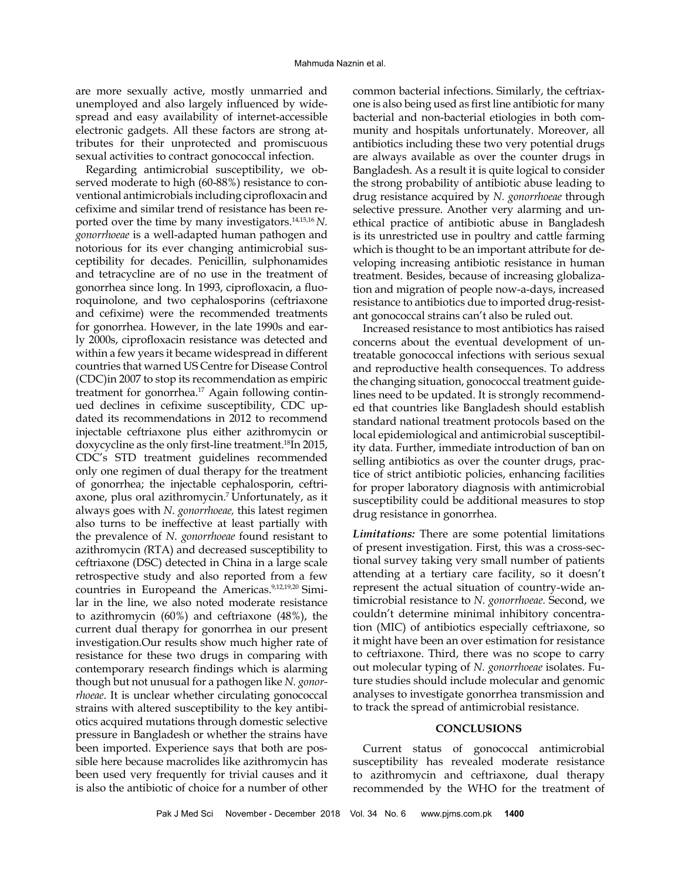are more sexually active, mostly unmarried and unemployed and also largely influenced by widespread and easy availability of internet-accessible electronic gadgets. All these factors are strong attributes for their unprotected and promiscuous sexual activities to contract gonococcal infection.

Regarding antimicrobial susceptibility, we observed moderate to high (60-88%) resistance to conventional antimicrobials including ciprofloxacin and cefixime and similar trend of resistance has been reported over the time by many investigators.[14,15,16] *N. gonorrhoeae* is a well-adapted human pathogen and notorious for its ever changing antimicrobial susceptibility for decades. Penicillin, sulphonamides and tetracycline are of no use in the treatment of gonorrhea since long. In 1993, ciprofloxacin, a fluoroquinolone, and two cephalosporins (ceftriaxone and cefixime) were the recommended treatments for gonorrhea. However, in the late 1990s and early 2000s, ciprofloxacin resistance was detected and within a few years it became widespread in different countries that warned US Centre for Disease Control (CDC)in 2007 to stop its recommendation as empiric treatment for gonorrhea.[17] Again following continued declines in cefixime susceptibility, CDC updated its recommendations in 2012 to recommend injectable ceftriaxone plus either azithromycin or doxycycline as the only first-line treatment.[18]In 2015, CDC's STD treatment guidelines recommended only one regimen of dual therapy for the treatment of gonorrhea; the injectable cephalosporin, ceftriaxone, plus oral azithromycin.[7] Unfortunately, as it always goes with *N. gonorrhoeae,* this latest regimen also turns to be ineffective at least partially with the prevalence of *N. gonorrhoeae* found resistant to azithromycin *(*RTA) and decreased susceptibility to ceftriaxone (DSC) detected in China in a large scale retrospective study and also reported from a few countries in Europeand the Americas.[9,12,19,20] Similar in the line, we also noted moderate resistance to azithromycin (60%) and ceftriaxone (48%), the current dual therapy for gonorrhea in our present investigation.Our results show much higher rate of resistance for these two drugs in comparing with contemporary research findings which is alarming though but not unusual for a pathogen like *N. gonorrhoeae*. It is unclear whether circulating gonococcal strains with altered susceptibility to the key antibiotics acquired mutations through domestic selective pressure in Bangladesh or whether the strains have been imported. Experience says that both are possible here because macrolides like azithromycin has been used very frequently for trivial causes and it is also the antibiotic of choice for a number of other common bacterial infections. Similarly, the ceftriaxone is also being used as first line antibiotic for many bacterial and non-bacterial etiologies in both community and hospitals unfortunately. Moreover, all antibiotics including these two very potential drugs are always available as over the counter drugs in Bangladesh. As a result it is quite logical to consider the strong probability of antibiotic abuse leading to drug resistance acquired by *N. gonorrhoeae* through selective pressure. Another very alarming and unethical practice of antibiotic abuse in Bangladesh is its unrestricted use in poultry and cattle farming which is thought to be an important attribute for developing increasing antibiotic resistance in human treatment. Besides, because of increasing globalization and migration of people now-a-days, increased resistance to antibiotics due to imported drug-resistant gonococcal strains can't also be ruled out.

Increased resistance to most antibiotics has raised concerns about the eventual development of untreatable gonococcal infections with serious sexual and reproductive health consequences. To address the changing situation, gonococcal treatment guidelines need to be updated. It is strongly recommended that countries like Bangladesh should establish standard national treatment protocols based on the local epidemiological and antimicrobial susceptibility data. Further, immediate introduction of ban on selling antibiotics as over the counter drugs, practice of strict antibiotic policies, enhancing facilities for proper laboratory diagnosis with antimicrobial susceptibility could be additional measures to stop drug resistance in gonorrhea.

***Limitations:*** There are some potential limitations of present investigation. First, this was a cross-sectional survey taking very small number of patients attending at a tertiary care facility, so it doesn't represent the actual situation of country-wide antimicrobial resistance to *N. gonorrhoeae*. Second, we couldn't determine minimal inhibitory concentration (MIC) of antibiotics especially ceftriaxone, so it might have been an over estimation for resistance to ceftriaxone. Third, there was no scope to carry out molecular typing of *N. gonorrhoeae* isolates. Future studies should include molecular and genomic analyses to investigate gonorrhea transmission and to track the spread of antimicrobial resistance.

## CONCLUSIONS

Current status of gonococcal antimicrobial susceptibility has revealed moderate resistance to azithromycin and ceftriaxone, dual therapy recommended by the WHO for the treatment of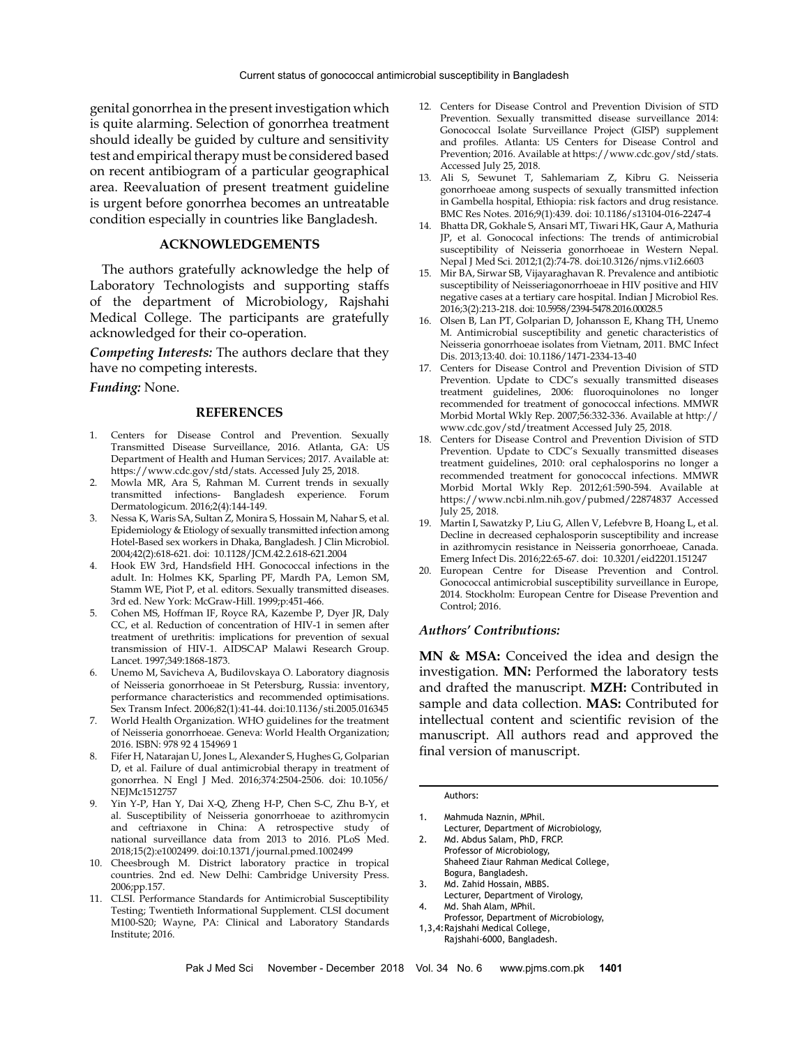genital gonorrhea in the present investigation which is quite alarming. Selection of gonorrhea treatment should ideally be guided by culture and sensitivity test and empirical therapy must be considered based on recent antibiogram of a particular geographical area. Reevaluation of present treatment guideline is urgent before gonorrhea becomes an untreatable condition especially in countries like Bangladesh.

## ACKNOWLEDGEMENTS

The authors gratefully acknowledge the help of Laboratory Technologists and supporting staffs of the department of Microbiology, Rajshahi Medical College. The participants are gratefully acknowledged for their co-operation.

***Competing Interests:*** The authors declare that they have no competing interests.

***Funding:*** None.

## REFERENCES

1. Centers for Disease Control and Prevention. Sexually Transmitted Disease Surveillance, 2016. Atlanta, GA: US Department of Health and Human Services; 2017. Available at: https://www.cdc.gov/std/stats. Accessed July 25, 2018.
2. Mowla MR, Ara S, Rahman M. Current trends in sexually transmitted infections- Bangladesh experience. Forum Dermatologicum. 2016;2(4):144-149.
3. Nessa K, Waris SA, Sultan Z, Monira S, Hossain M, Nahar S, et al. Epidemiology & Etiology of sexually transmitted infection among Hotel-Based sex workers in Dhaka, Bangladesh. J Clin Microbiol. 2004;42(2):618-621. doi: 10.1128/JCM.42.2.618-621.2004
4. Hook EW 3rd, Handsfield HH. Gonococcal infections in the adult. In: Holmes KK, Sparling PF, Mardh PA, Lemon SM, Stamm WE, Piot P, et al. editors. Sexually transmitted diseases. 3rd ed. New York: McGraw-Hill. 1999;p:451-466.
5. Cohen MS, Hoffman IF, Royce RA, Kazembe P, Dyer JR, Daly CC, et al. Reduction of concentration of HIV-1 in semen after treatment of urethritis: implications for prevention of sexual transmission of HIV-1. AIDSCAP Malawi Research Group. Lancet. 1997;349:1868-1873.
6. Unemo M, Savicheva A, Budilovskaya O. Laboratory diagnosis of Neisseria gonorrhoeae in St Petersburg, Russia: inventory, performance characteristics and recommended optimisations. Sex Transm Infect. 2006;82(1):41-44. doi:10.1136/sti.2005.016345
7. World Health Organization. WHO guidelines for the treatment of Neisseria gonorrhoeae. Geneva: World Health Organization; 2016. ISBN: 978 92 4 154969 1
8. Fifer H, Natarajan U, Jones L, Alexander S, Hughes G, Golparian D, et al. Failure of dual antimicrobial therapy in treatment of gonorrhea. N Engl J Med. 2016;374:2504-2506. doi: 10.1056/NEJMc1512757
9. Yin Y-P, Han Y, Dai X-Q, Zheng H-P, Chen S-C, Zhu B-Y, et al. Susceptibility of Neisseria gonorrhoeae to azithromycin and ceftriaxone in China: A retrospective study of national surveillance data from 2013 to 2016. PLoS Med. 2018;15(2):e1002499. doi:10.1371/journal.pmed.1002499
10. Cheesbrough M. District laboratory practice in tropical countries. 2nd ed. New Delhi: Cambridge University Press. 2006;pp.157.
11. CLSI. Performance Standards for Antimicrobial Susceptibility Testing; Twentieth Informational Supplement. CLSI document M100-S20; Wayne, PA: Clinical and Laboratory Standards Institute; 2016.
12. Centers for Disease Control and Prevention Division of STD Prevention. Sexually transmitted disease surveillance 2014: Gonococcal Isolate Surveillance Project (GISP) supplement and profiles. Atlanta: US Centers for Disease Control and Prevention; 2016. Available at https://www.cdc.gov/std/stats. Accessed July 25, 2018.
13. Ali S, Sewunet T, Sahlemariam Z, Kibru G. Neisseria gonorrhoeae among suspects of sexually transmitted infection in Gambella hospital, Ethiopia: risk factors and drug resistance. BMC Res Notes. 2016;9(1):439. doi: 10.1186/s13104-016-2247-4
14. Bhatta DR, Gokhale S, Ansari MT, Tiwari HK, Gaur A, Mathuria JP, et al. Gonococal infections: The trends of antimicrobial susceptibility of Neisseria gonorrhoeae in Western Nepal. Nepal J Med Sci. 2012;1(2):74-78. doi:10.3126/njms.v1i2.6603
15. Mir BA, Sirwar SB, Vijayaraghavan R. Prevalence and antibiotic susceptibility of Neisseriagonorrhoeae in HIV positive and HIV negative cases at a tertiary care hospital. Indian J Microbiol Res. 2016;3(2):213-218. doi: 10.5958/2394-5478.2016.00028.5
16. Olsen B, Lan PT, Golparian D, Johansson E, Khang TH, Unemo M. Antimicrobial susceptibility and genetic characteristics of Neisseria gonorrhoeae isolates from Vietnam, 2011. BMC Infect Dis. 2013;13:40. doi: 10.1186/1471-2334-13-40
17. Centers for Disease Control and Prevention Division of STD Prevention. Update to CDC's sexually transmitted diseases treatment guidelines, 2006: fluoroquinolones no longer recommended for treatment of gonococcal infections. MMWR Morbid Mortal Wkly Rep. 2007;56:332-336. Available at http://www.cdc.gov/std/treatment Accessed July 25, 2018.
18. Centers for Disease Control and Prevention Division of STD Prevention. Update to CDC's Sexually transmitted diseases treatment guidelines, 2010: oral cephalosporins no longer a recommended treatment for gonococcal infections. MMWR Morbid Mortal Wkly Rep. 2012;61:590-594. Available at https://www.ncbi.nlm.nih.gov/pubmed/22874837 Accessed July 25, 2018.
19. Martin I, Sawatzky P, Liu G, Allen V, Lefebvre B, Hoang L, et al. Decline in decreased cephalosporin susceptibility and increase in azithromycin resistance in Neisseria gonorrhoeae, Canada. Emerg Infect Dis. 2016;22:65-67. doi: 10.3201/eid2201.151247
20. European Centre for Disease Prevention and Control. Gonococcal antimicrobial susceptibility surveillance in Europe, 2014. Stockholm: European Centre for Disease Prevention and Control; 2016.

### *Authors' Contributions:*

**MN & MSA:** Conceived the idea and design the investigation. **MN:** Performed the laboratory tests and drafted the manuscript. **MZH:** Contributed in sample and data collection. **MAS:** Contributed for intellectual content and scientific revision of the manuscript. All authors read and approved the final version of manuscript.

Authors:

1. Mahmuda Naznin, MPhil.
   Lecturer, Department of Microbiology,
2. Md. Abdus Salam, PhD, FRCP.
   Professor of Microbiology,
   Shaheed Ziaur Rahman Medical College,
   Bogura, Bangladesh.
3. Md. Zahid Hossain, MBBS.
   Lecturer, Department of Virology,
4. Md. Shah Alam, MPhil.
   Professor, Department of Microbiology,

1,3,4: Rajshahi Medical College,
Rajshahi-6000, Bangladesh.